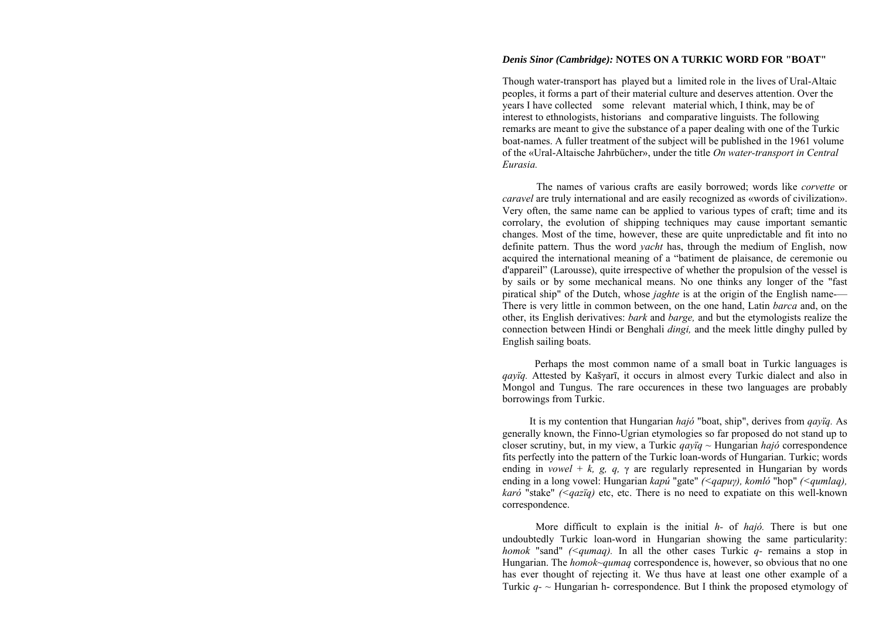## *Denis Sinor (Cambridge):* **NOTES ON A TURKIC WORD FOR "BOAT"**

Though water-transport has played but a limited role in the lives of Ural-Altaic peoples, it forms a part of their material culture and deserves attention. Over the years I have collected some relevant material which, I think, may be of interest to ethnologists, historians and comparative linguists. The following remarks are meant to give the substance of a paper dealing with one of the Turkic boat-names. A fuller treatment of the subject will be published in the 1961 volume of the «Ural-Altaische Jahrbücher», under the title *On water-transport in Central Eurasia.*

The names of various crafts are easily borrowed; words like *corvette* or *caravel* are truly international and are easily recognized as «words of civilization». Very often, the same name can be applied to various types of craft; time and its corrolary, the evolution of shipping techniques may cause important semantic changes. Most of the time, however, these are quite unpredictable and fit into no definite pattern. Thus the word *yacht* has, through the medium of English, now acquired the international meaning of a "batiment de plaisance, de ceremonie ou d'appareil" (Larousse), quite irrespective of whether the propulsion of the vessel is by sails or by some mechanical means. No one thinks any longer of the "fast piratical ship" of the Dutch, whose *jaghte* is at the origin of the English name-— There is very little in common between, on the one hand, Latin *barca* and, on the other, its English derivatives: *bark* and *barge,* and but the etymologists realize the connection between Hindi or Benghali *dingi,* and the meek little dinghy pulled by English sailing boats.

Perhaps the most common name of a small boat in Turkic languages is *qayïq.* Attested by Kašγarī, it occurs in almost every Turkic dialect and also in Mongol and Tungus. The rare occurences in these two languages are probably borrowings from Turkic.

It is my contention that Hungarian *hajó* "boat, ship", derives from *qayïq.* As generally known, the Finno-Ugrian etymologies so far proposed do not stand up to closer scrutiny, but, in my view, a Turkic *qayïq* ~ Hungarian *hajó* correspondence fits perfectly into the pattern of the Turkic loan-words of Hungarian. Turkic; words ending in *vowel + k, g, q,* γ are regularly represented in Hungarian by words ending in a long vowel: Hungarian *kapú* "gate" *(<qapuγ), komló* "hop" *(<qumlaq), karó* "stake" *(<qazïq)* etc, etc. There is no need to expatiate on this well-known correspondence.

More difficult to explain is the initial *h-* of *hajó.* There is but one undoubtedly Turkic loan-word in Hungarian showing the same particularity: *homok* "sand" *(<qumaq).* In all the other cases Turkic *q-* remains a stop in Hungarian. The *homok~qumaq* correspondence is, however, so obvious that no one has ever thought of rejecting it. We thus have at least one other example of a Turkic *q-* ~ Hungarian h- correspondence. But I think the proposed etymology of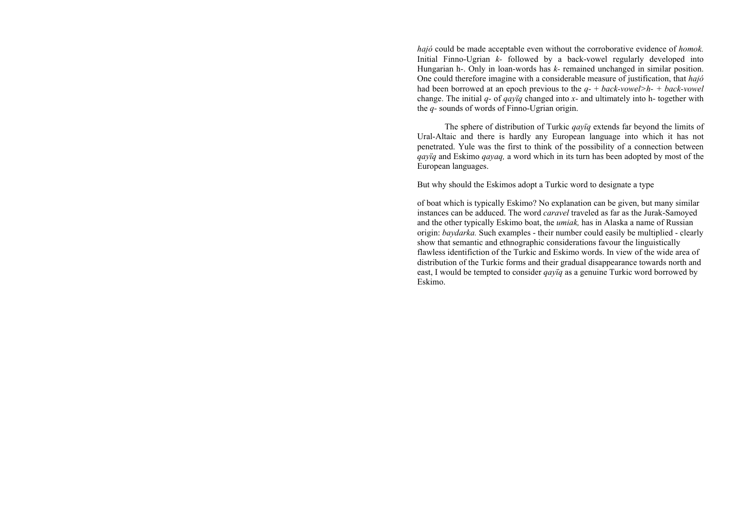*hajó* could be made acceptable even without the corroborative evidence of *homok.* Initial Finno-Ugrian *k-* followed by a back-vowel regularly developed into Hungarian h-. Only in loan-words has *k-* remained unchanged in similar position. One could therefore imagine with a considerable measure of justification, that *hajó* had been borrowed at an epoch previous to the *q- + back-vowel>h- + back-vowel* change. The initial *q-* of *qayïq* changed into *x-* and ultimately into h- together with the *q-* sounds of words of Finno-Ugrian origin.

The sphere of distribution of Turkic *qayïq* extends far beyond the limits of Ural-Altaic and there is hardly any European language into which it has not penetrated. Yule was the first to think of the possibility of a connection between *qayïq* and Eskimo *qayaq,* a word which in its turn has been adopted by most of the European languages.

But why should the Eskimos adopt a Turkic word to designate a type of boat which is typically Eskimo? No explanation can be given, but many similar instances can be adduced. The word *caravel* traveled as far as the Jurak-Samoyed and the other typically Eskimo boat, the *umiak,* has in Alaska a name of Russian origin: *baydarka.* Such examples - their number could easily be multiplied - clearly show that semantic and ethnographic considerations favour the linguistically flawless identifiction of the Turkic and Eskimo words. In view of the wide area of distribution of the Turkic forms and their gradual disappearance towards north and east, I would be tempted to consider *qayïq* as a genuine Turkic word borrowed by Eskimo.